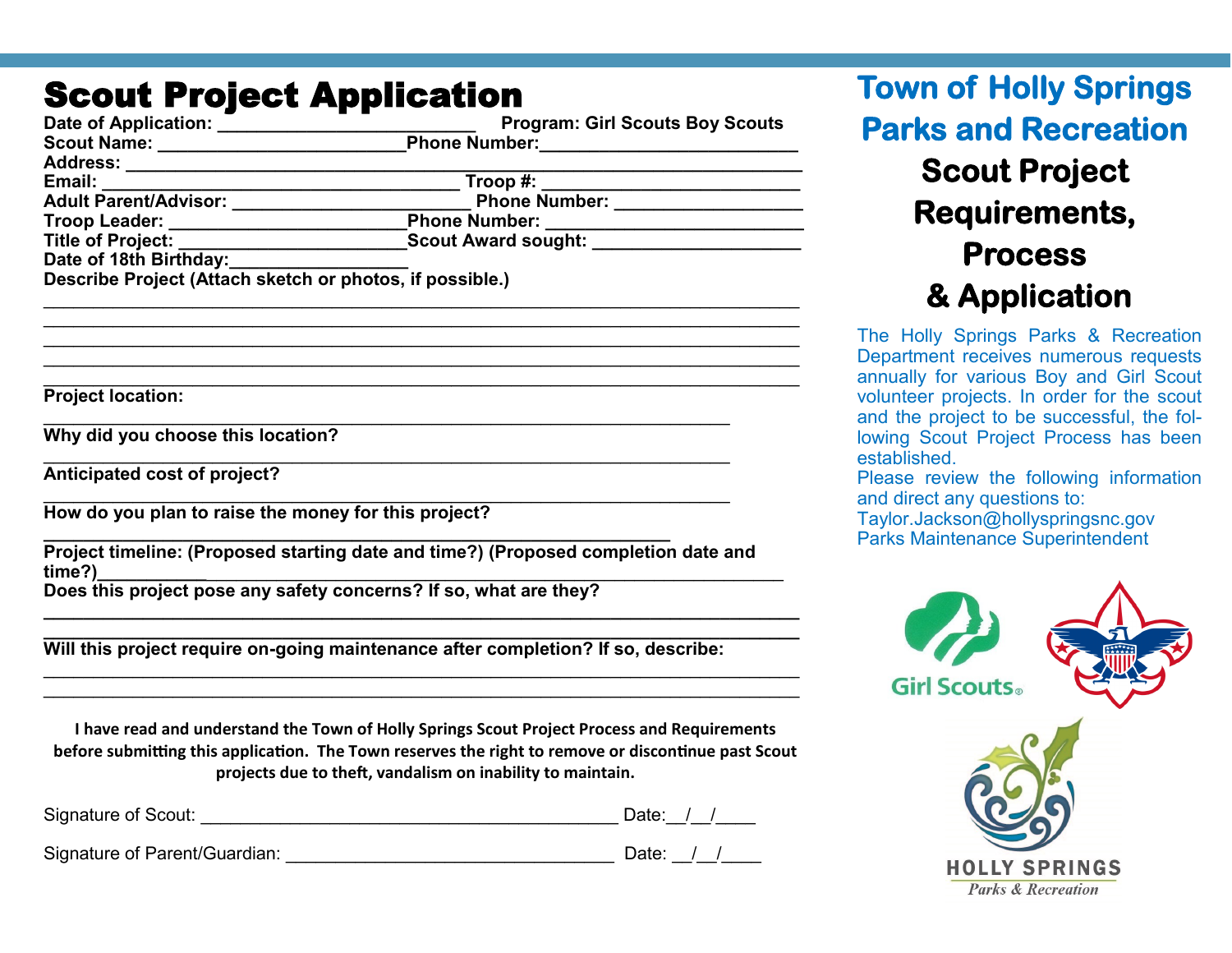# Scout Project Application

**Date of Application:** ___________________________ **Program: Girl Scouts Boy Scouts**

**Scout Name:** _________________________ **Phone Number:** ___________________________

**Address:** ______________________________________________________________________

**Email:** ____________________________________ **Troop #:** ___________________________

**Adult Parent/Advisor:** _________________________ **Phone Number:** ___________________

**Troop Leader:** _________________________ **Phone Number:** ___________________________

**Title of Project:** _________________________ **Scout Award sought:** _____________________

**Date of 18th Birthday:** __________________

**Describe Project (Attach sketch or photos, if possible.)**

______________________________________________________________________________

______________________________________________________________________________

______________________________________________________________________________

______________________________________________________________________________

______________________________________________________________________________

**Project location:**

______________________________________________________________________________

**Why did you choose this location?**

______________________________________________________________________________

**Anticipated cost of project?**

______________________________________________________________________________

**How do you plan to raise the money for this project?**

______________________________________________________________________________

**Project timeline: (Proposed starting date and time?) (Proposed completion date and time?)** ______________________________________________________________________________

**Does this project pose any safety concerns? If so, what are they?**

______________________________________________________________________________

______________________________________________________________________________

**Will this project require on-going maintenance after completion? If so, describe:**

______________________________________________________________________________

______________________________________________________________________________

**I have read and understand the Town of Holly Springs Scout Project Process and Requirements before submitting this application. The Town reserves the right to remove or discontinue past Scout projects due to theft, vandalism on inability to maintain.**

Signature of Scout: ____________________________________________ Date:__/__/____

Signature of Parent/Guardian: __________________________________ Date: __/__/____

# Town of Holly Springs Parks and Recreation

## Scout Project Requirements, Process & Application

The Holly Springs Parks & Recreation Department receives numerous requests annually for various Boy and Girl Scout volunteer projects. In order for the scout and the project to be successful, the following Scout Project Process has been established.

Please review the following information and direct any questions to:
Taylor.Jackson@hollyspringsnc.gov
Parks Maintenance Superintendent

Girl Scouts

HOLLY SPRINGS
*Parks & Recreation*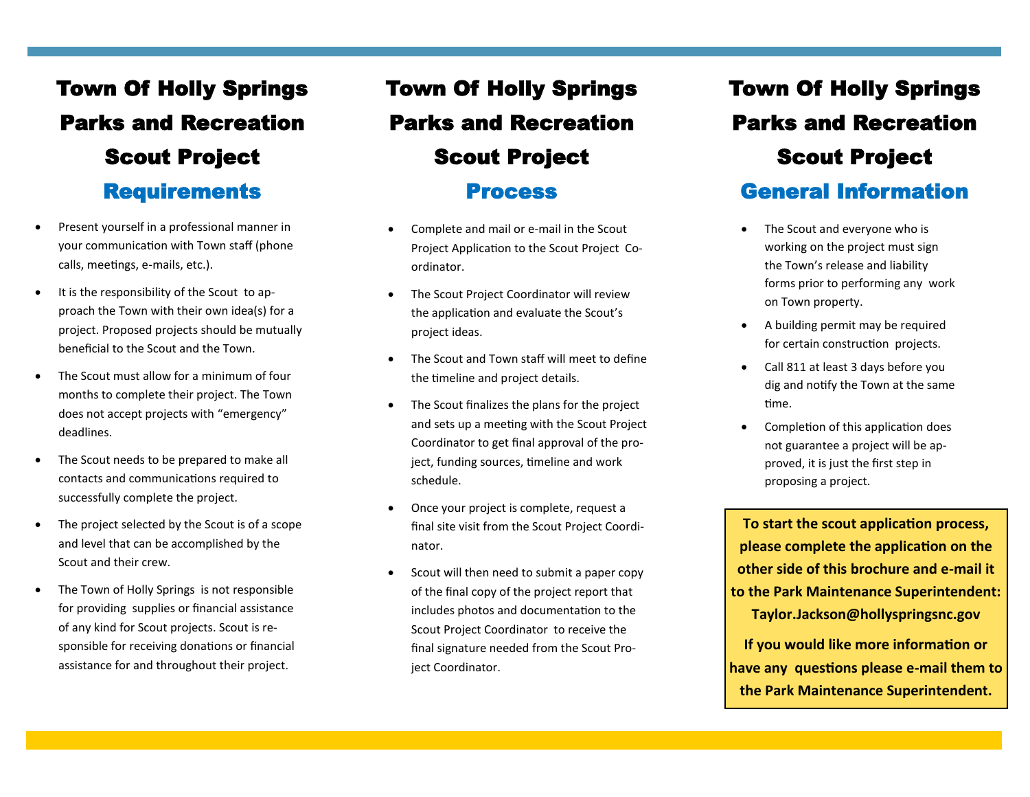# Town Of Holly Springs Parks and Recreation Scout Project

## Requirements

- Present yourself in a professional manner in your communication with Town staff (phone calls, meetings, e-mails, etc.).
- It is the responsibility of the Scout to approach the Town with their own idea(s) for a project. Proposed projects should be mutually beneficial to the Scout and the Town.
- The Scout must allow for a minimum of four months to complete their project. The Town does not accept projects with "emergency" deadlines.
- The Scout needs to be prepared to make all contacts and communications required to successfully complete the project.
- The project selected by the Scout is of a scope and level that can be accomplished by the Scout and their crew.
- The Town of Holly Springs is not responsible for providing supplies or financial assistance of any kind for Scout projects. Scout is responsible for receiving donations or financial assistance for and throughout their project.

# Town Of Holly Springs Parks and Recreation Scout Project

## Process

- Complete and mail or e-mail in the Scout Project Application to the Scout Project Coordinator.
- The Scout Project Coordinator will review the application and evaluate the Scout's project ideas.
- The Scout and Town staff will meet to define the timeline and project details.
- The Scout finalizes the plans for the project and sets up a meeting with the Scout Project Coordinator to get final approval of the project, funding sources, timeline and work schedule.
- Once your project is complete, request a final site visit from the Scout Project Coordinator.
- Scout will then need to submit a paper copy of the final copy of the project report that includes photos and documentation to the Scout Project Coordinator to receive the final signature needed from the Scout Project Coordinator.

# Town Of Holly Springs Parks and Recreation Scout Project

## General Information

- The Scout and everyone who is working on the project must sign the Town's release and liability forms prior to performing any work on Town property.
- A building permit may be required for certain construction projects.
- Call 811 at least 3 days before you dig and notify the Town at the same time.
- Completion of this application does not guarantee a project will be approved, it is just the first step in proposing a project.

**To start the scout application process, please complete the application on the other side of this brochure and e-mail it to the Park Maintenance Superintendent: Taylor.Jackson@hollyspringsnc.gov**

**If you would like more information or have any questions please e-mail them to the Park Maintenance Superintendent.**